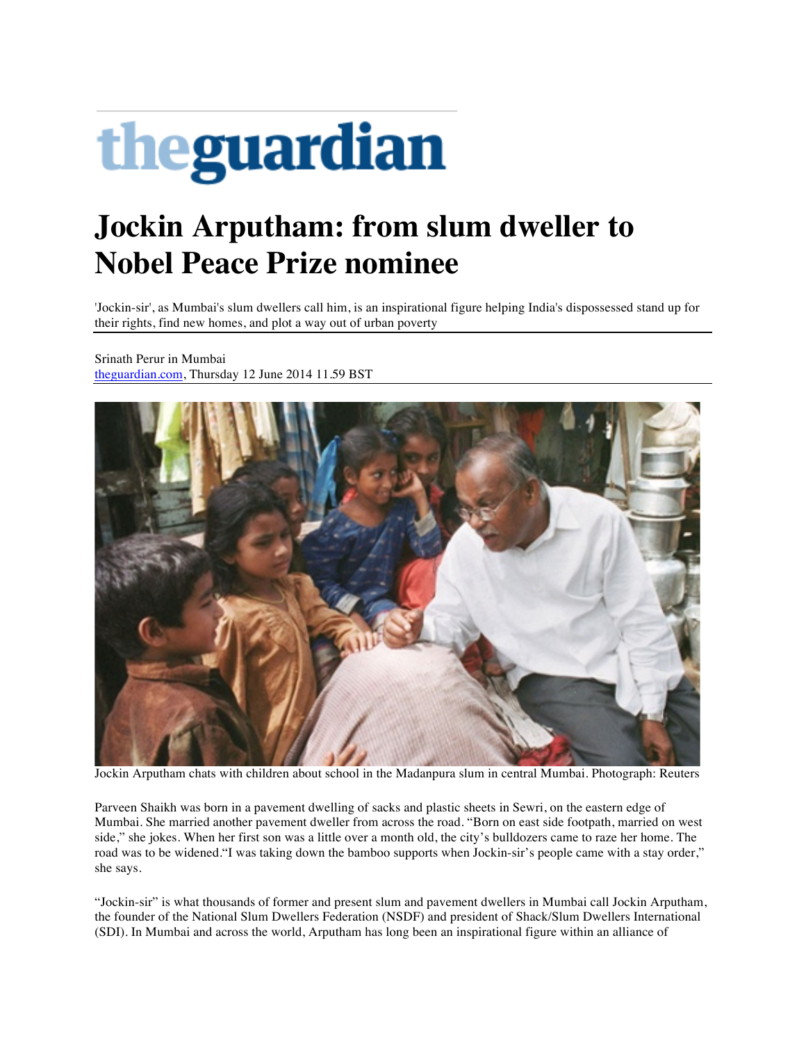theguardian

# Jockin Arputham: from slum dweller to Nobel Peace Prize nominee

'Jockin-sir', as Mumbai's slum dwellers call him, is an inspirational figure helping India's dispossessed stand up for their rights, find new homes, and plot a way out of urban poverty

Srinath Perur in Mumbai
theguardian.com, Thursday 12 June 2014 11.59 BST

Jockin Arputham chats with children about school in the Madanpura slum in central Mumbai. Photograph: Reuters

Parveen Shaikh was born in a pavement dwelling of sacks and plastic sheets in Sewri, on the eastern edge of Mumbai. She married another pavement dweller from across the road. "Born on east side footpath, married on west side," she jokes. When her first son was a little over a month old, the city's bulldozers came to raze her home. The road was to be widened."I was taking down the bamboo supports when Jockin-sir's people came with a stay order," she says.

"Jockin-sir" is what thousands of former and present slum and pavement dwellers in Mumbai call Jockin Arputham, the founder of the National Slum Dwellers Federation (NSDF) and president of Shack/Slum Dwellers International (SDI). In Mumbai and across the world, Arputham has long been an inspirational figure within an alliance of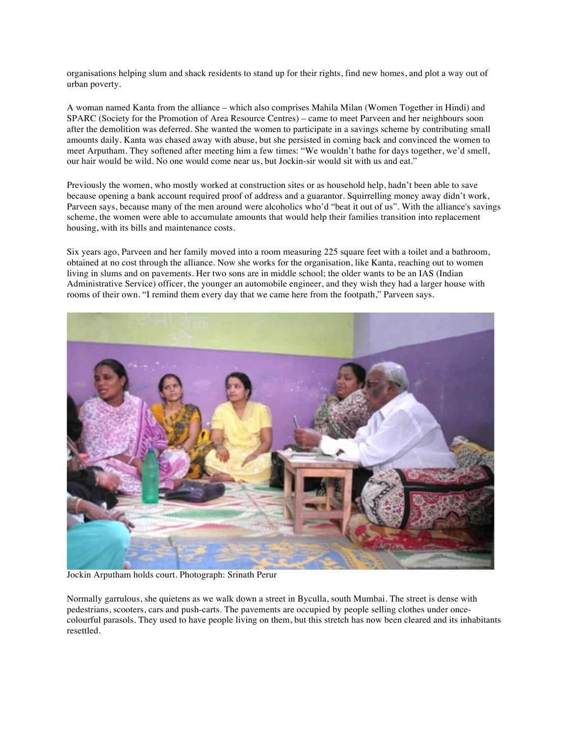organisations helping slum and shack residents to stand up for their rights, find new homes, and plot a way out of urban poverty.

A woman named Kanta from the alliance – which also comprises Mahila Milan (Women Together in Hindi) and SPARC (Society for the Promotion of Area Resource Centres) – came to meet Parveen and her neighbours soon after the demolition was deferred. She wanted the women to participate in a savings scheme by contributing small amounts daily. Kanta was chased away with abuse, but she persisted in coming back and convinced the women to meet Arputham. They softened after meeting him a few times: "We wouldn't bathe for days together, we'd smell, our hair would be wild. No one would come near us, but Jockin-sir would sit with us and eat."

Previously the women, who mostly worked at construction sites or as household help, hadn't been able to save because opening a bank account required proof of address and a guarantor. Squirrelling money away didn't work, Parveen says, because many of the men around were alcoholics who'd "beat it out of us". With the alliance's savings scheme, the women were able to accumulate amounts that would help their families transition into replacement housing, with its bills and maintenance costs.

Six years ago, Parveen and her family moved into a room measuring 225 square feet with a toilet and a bathroom, obtained at no cost through the alliance. Now she works for the organisation, like Kanta, reaching out to women living in slums and on pavements. Her two sons are in middle school; the older wants to be an IAS (Indian Administrative Service) officer, the younger an automobile engineer, and they wish they had a larger house with rooms of their own. "I remind them every day that we came here from the footpath," Parveen says.

Jockin Arputham holds court. Photograph: Srinath Perur

Normally garrulous, she quietens as we walk down a street in Byculla, south Mumbai. The street is dense with pedestrians, scooters, cars and push-carts. The pavements are occupied by people selling clothes under once-colourful parasols. They used to have people living on them, but this stretch has now been cleared and its inhabitants resettled.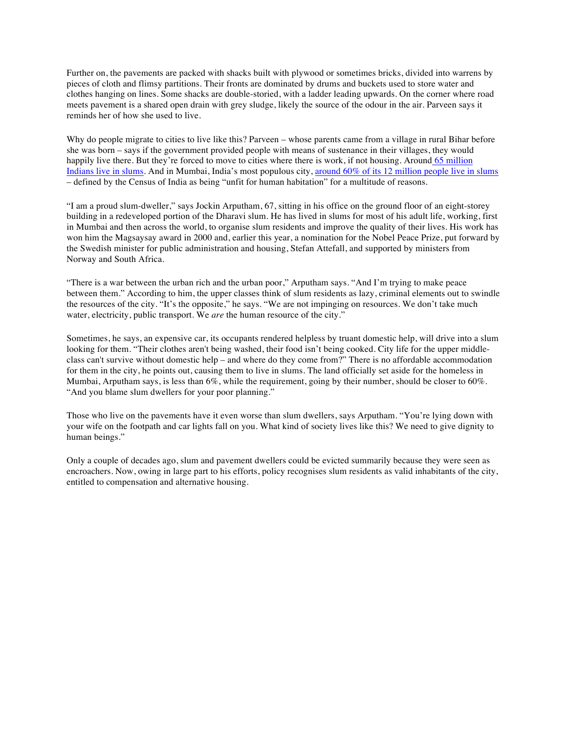Further on, the pavements are packed with shacks built with plywood or sometimes bricks, divided into warrens by pieces of cloth and flimsy partitions. Their fronts are dominated by drums and buckets used to store water and clothes hanging on lines. Some shacks are double-storied, with a ladder leading upwards. On the corner where road meets pavement is a shared open drain with grey sludge, likely the source of the odour in the air. Parveen says it reminds her of how she used to live.

Why do people migrate to cities to live like this? Parveen – whose parents came from a village in rural Bihar before she was born – says if the government provided people with means of sustenance in their villages, they would happily live there. But they're forced to move to cities where there is work, if not housing. Around 65 million Indians live in slums. And in Mumbai, India's most populous city, around 60% of its 12 million people live in slums – defined by the Census of India as being "unfit for human habitation" for a multitude of reasons.

"I am a proud slum-dweller," says Jockin Arputham, 67, sitting in his office on the ground floor of an eight-storey building in a redeveloped portion of the Dharavi slum. He has lived in slums for most of his adult life, working, first in Mumbai and then across the world, to organise slum residents and improve the quality of their lives. His work has won him the Magsaysay award in 2000 and, earlier this year, a nomination for the Nobel Peace Prize, put forward by the Swedish minister for public administration and housing, Stefan Attefall, and supported by ministers from Norway and South Africa.

"There is a war between the urban rich and the urban poor," Arputham says. "And I'm trying to make peace between them." According to him, the upper classes think of slum residents as lazy, criminal elements out to swindle the resources of the city. "It's the opposite," he says. "We are not impinging on resources. We don't take much water, electricity, public transport. We *are* the human resource of the city."

Sometimes, he says, an expensive car, its occupants rendered helpless by truant domestic help, will drive into a slum looking for them. "Their clothes aren't being washed, their food isn't being cooked. City life for the upper middle-class can't survive without domestic help – and where do they come from?" There is no affordable accommodation for them in the city, he points out, causing them to live in slums. The land officially set aside for the homeless in Mumbai, Arputham says, is less than 6%, while the requirement, going by their number, should be closer to 60%. "And you blame slum dwellers for your poor planning."

Those who live on the pavements have it even worse than slum dwellers, says Arputham. "You're lying down with your wife on the footpath and car lights fall on you. What kind of society lives like this? We need to give dignity to human beings."

Only a couple of decades ago, slum and pavement dwellers could be evicted summarily because they were seen as encroachers. Now, owing in large part to his efforts, policy recognises slum residents as valid inhabitants of the city, entitled to compensation and alternative housing.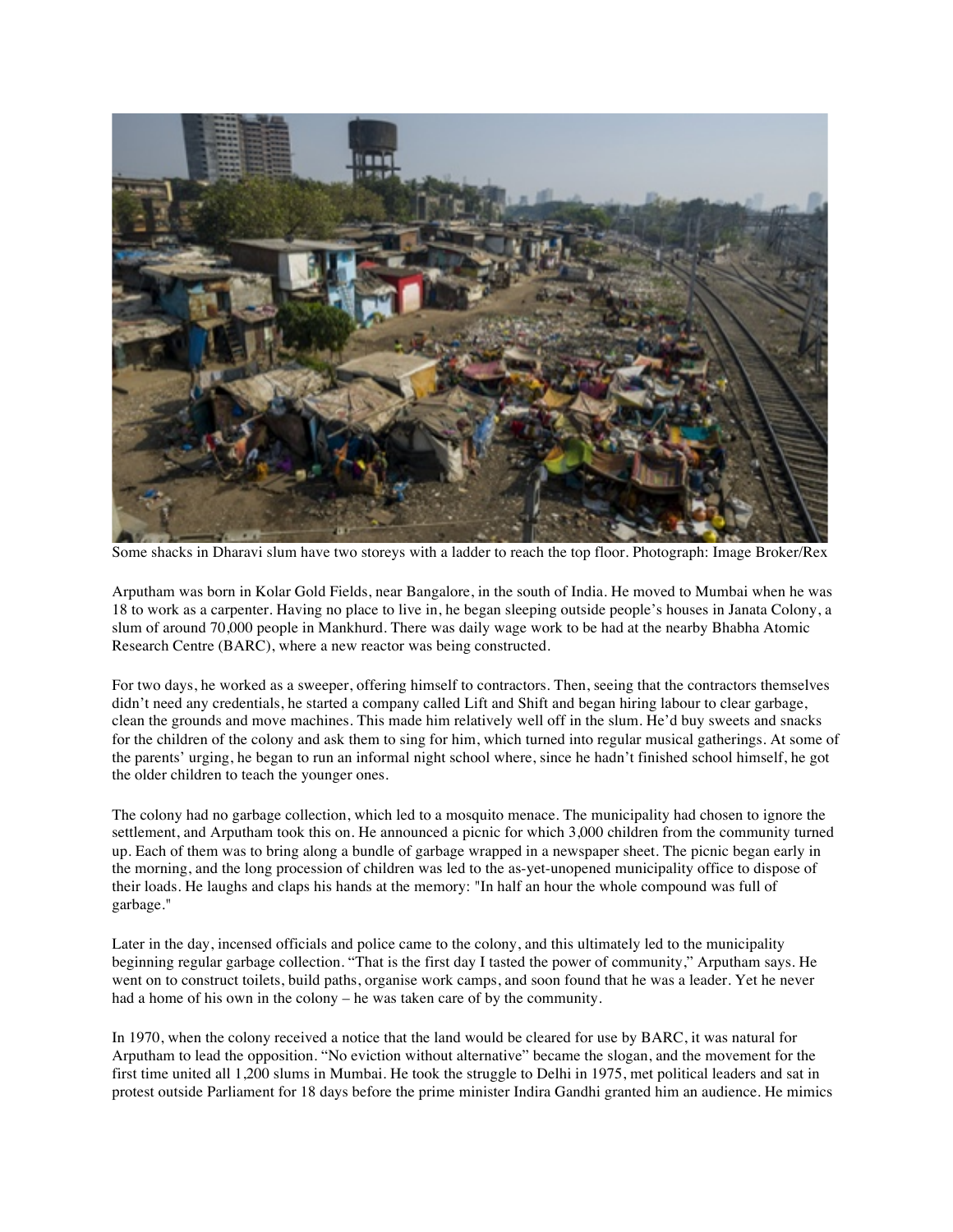Some shacks in Dharavi slum have two storeys with a ladder to reach the top floor. Photograph: Image Broker/Rex

Arputham was born in Kolar Gold Fields, near Bangalore, in the south of India. He moved to Mumbai when he was 18 to work as a carpenter. Having no place to live in, he began sleeping outside people's houses in Janata Colony, a slum of around 70,000 people in Mankhurd. There was daily wage work to be had at the nearby Bhabha Atomic Research Centre (BARC), where a new reactor was being constructed.

For two days, he worked as a sweeper, offering himself to contractors. Then, seeing that the contractors themselves didn't need any credentials, he started a company called Lift and Shift and began hiring labour to clear garbage, clean the grounds and move machines. This made him relatively well off in the slum. He'd buy sweets and snacks for the children of the colony and ask them to sing for him, which turned into regular musical gatherings. At some of the parents' urging, he began to run an informal night school where, since he hadn't finished school himself, he got the older children to teach the younger ones.

The colony had no garbage collection, which led to a mosquito menace. The municipality had chosen to ignore the settlement, and Arputham took this on. He announced a picnic for which 3,000 children from the community turned up. Each of them was to bring along a bundle of garbage wrapped in a newspaper sheet. The picnic began early in the morning, and the long procession of children was led to the as-yet-unopened municipality office to dispose of their loads. He laughs and claps his hands at the memory: "In half an hour the whole compound was full of garbage."

Later in the day, incensed officials and police came to the colony, and this ultimately led to the municipality beginning regular garbage collection. "That is the first day I tasted the power of community," Arputham says. He went on to construct toilets, build paths, organise work camps, and soon found that he was a leader. Yet he never had a home of his own in the colony – he was taken care of by the community.

In 1970, when the colony received a notice that the land would be cleared for use by BARC, it was natural for Arputham to lead the opposition. "No eviction without alternative" became the slogan, and the movement for the first time united all 1,200 slums in Mumbai. He took the struggle to Delhi in 1975, met political leaders and sat in protest outside Parliament for 18 days before the prime minister Indira Gandhi granted him an audience. He mimics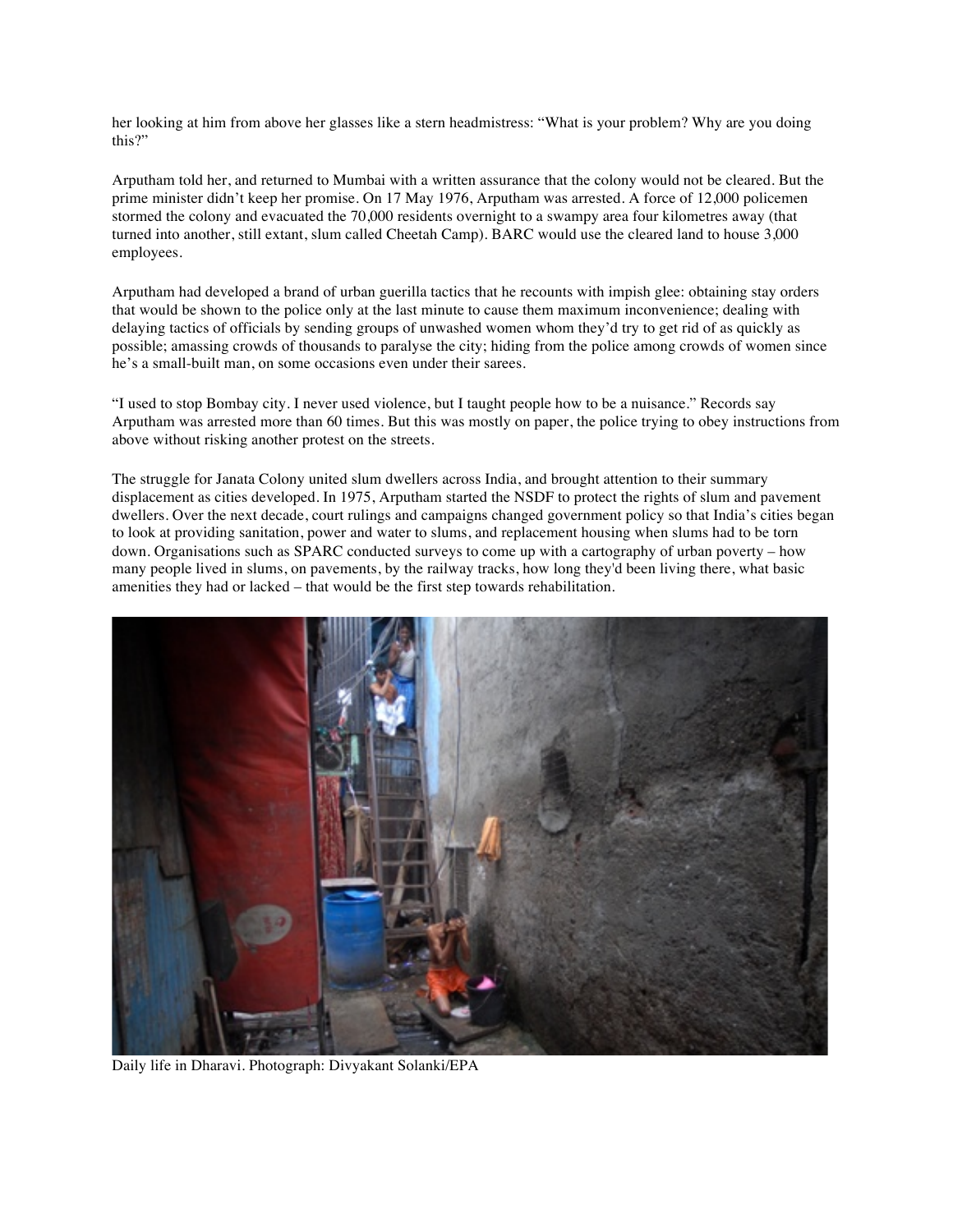her looking at him from above her glasses like a stern headmistress: “What is your problem? Why are you doing this?”

Arputham told her, and returned to Mumbai with a written assurance that the colony would not be cleared. But the prime minister didn’t keep her promise. On 17 May 1976, Arputham was arrested. A force of 12,000 policemen stormed the colony and evacuated the 70,000 residents overnight to a swampy area four kilometres away (that turned into another, still extant, slum called Cheetah Camp). BARC would use the cleared land to house 3,000 employees.

Arputham had developed a brand of urban guerilla tactics that he recounts with impish glee: obtaining stay orders that would be shown to the police only at the last minute to cause them maximum inconvenience; dealing with delaying tactics of officials by sending groups of unwashed women whom they’d try to get rid of as quickly as possible; amassing crowds of thousands to paralyse the city; hiding from the police among crowds of women since he’s a small-built man, on some occasions even under their sarees.

“I used to stop Bombay city. I never used violence, but I taught people how to be a nuisance.” Records say Arputham was arrested more than 60 times. But this was mostly on paper, the police trying to obey instructions from above without risking another protest on the streets.

The struggle for Janata Colony united slum dwellers across India, and brought attention to their summary displacement as cities developed. In 1975, Arputham started the NSDF to protect the rights of slum and pavement dwellers. Over the next decade, court rulings and campaigns changed government policy so that India’s cities began to look at providing sanitation, power and water to slums, and replacement housing when slums had to be torn down. Organisations such as SPARC conducted surveys to come up with a cartography of urban poverty – how many people lived in slums, on pavements, by the railway tracks, how long they'd been living there, what basic amenities they had or lacked – that would be the first step towards rehabilitation.

Daily life in Dharavi. Photograph: Divyakant Solanki/EPA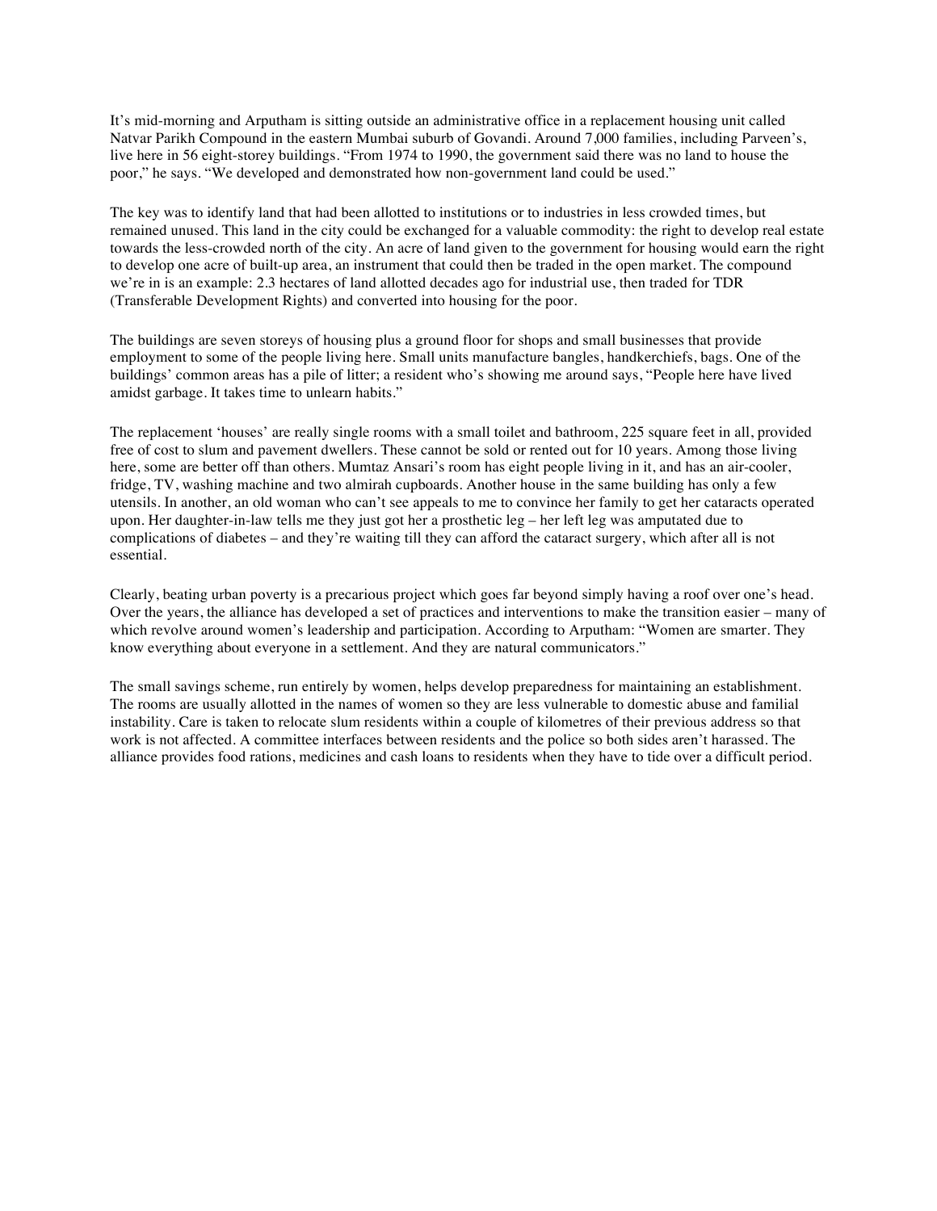It's mid-morning and Arputham is sitting outside an administrative office in a replacement housing unit called Natvar Parikh Compound in the eastern Mumbai suburb of Govandi. Around 7,000 families, including Parveen's, live here in 56 eight-storey buildings. "From 1974 to 1990, the government said there was no land to house the poor," he says. "We developed and demonstrated how non-government land could be used."

The key was to identify land that had been allotted to institutions or to industries in less crowded times, but remained unused. This land in the city could be exchanged for a valuable commodity: the right to develop real estate towards the less-crowded north of the city. An acre of land given to the government for housing would earn the right to develop one acre of built-up area, an instrument that could then be traded in the open market. The compound we're in is an example: 2.3 hectares of land allotted decades ago for industrial use, then traded for TDR (Transferable Development Rights) and converted into housing for the poor.

The buildings are seven storeys of housing plus a ground floor for shops and small businesses that provide employment to some of the people living here. Small units manufacture bangles, handkerchiefs, bags. One of the buildings' common areas has a pile of litter; a resident who's showing me around says, "People here have lived amidst garbage. It takes time to unlearn habits."

The replacement 'houses' are really single rooms with a small toilet and bathroom, 225 square feet in all, provided free of cost to slum and pavement dwellers. These cannot be sold or rented out for 10 years. Among those living here, some are better off than others. Mumtaz Ansari's room has eight people living in it, and has an air-cooler, fridge, TV, washing machine and two almirah cupboards. Another house in the same building has only a few utensils. In another, an old woman who can't see appeals to me to convince her family to get her cataracts operated upon. Her daughter-in-law tells me they just got her a prosthetic leg – her left leg was amputated due to complications of diabetes – and they're waiting till they can afford the cataract surgery, which after all is not essential.

Clearly, beating urban poverty is a precarious project which goes far beyond simply having a roof over one's head. Over the years, the alliance has developed a set of practices and interventions to make the transition easier – many of which revolve around women's leadership and participation. According to Arputham: "Women are smarter. They know everything about everyone in a settlement. And they are natural communicators."

The small savings scheme, run entirely by women, helps develop preparedness for maintaining an establishment. The rooms are usually allotted in the names of women so they are less vulnerable to domestic abuse and familial instability. Care is taken to relocate slum residents within a couple of kilometres of their previous address so that work is not affected. A committee interfaces between residents and the police so both sides aren't harassed. The alliance provides food rations, medicines and cash loans to residents when they have to tide over a difficult period.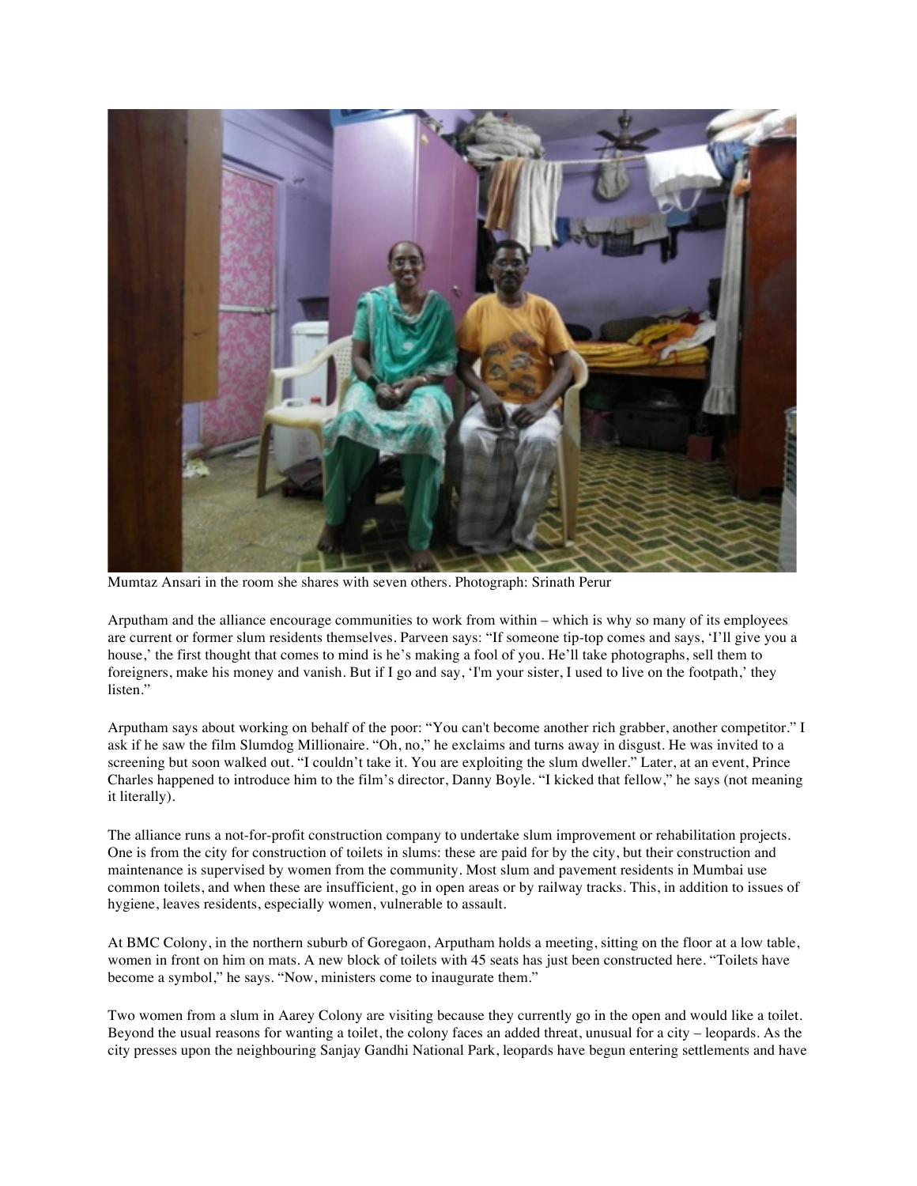Mumtaz Ansari in the room she shares with seven others. Photograph: Srinath Perur

Arputham and the alliance encourage communities to work from within – which is why so many of its employees are current or former slum residents themselves. Parveen says: "If someone tip-top comes and says, 'I'll give you a house,' the first thought that comes to mind is he's making a fool of you. He'll take photographs, sell them to foreigners, make his money and vanish. But if I go and say, 'I'm your sister, I used to live on the footpath,' they listen."

Arputham says about working on behalf of the poor: "You can't become another rich grabber, another competitor." I ask if he saw the film Slumdog Millionaire. "Oh, no," he exclaims and turns away in disgust. He was invited to a screening but soon walked out. "I couldn't take it. You are exploiting the slum dweller." Later, at an event, Prince Charles happened to introduce him to the film's director, Danny Boyle. "I kicked that fellow," he says (not meaning it literally).

The alliance runs a not-for-profit construction company to undertake slum improvement or rehabilitation projects. One is from the city for construction of toilets in slums: these are paid for by the city, but their construction and maintenance is supervised by women from the community. Most slum and pavement residents in Mumbai use common toilets, and when these are insufficient, go in open areas or by railway tracks. This, in addition to issues of hygiene, leaves residents, especially women, vulnerable to assault.

At BMC Colony, in the northern suburb of Goregaon, Arputham holds a meeting, sitting on the floor at a low table, women in front on him on mats. A new block of toilets with 45 seats has just been constructed here. "Toilets have become a symbol," he says. "Now, ministers come to inaugurate them."

Two women from a slum in Aarey Colony are visiting because they currently go in the open and would like a toilet. Beyond the usual reasons for wanting a toilet, the colony faces an added threat, unusual for a city – leopards. As the city presses upon the neighbouring Sanjay Gandhi National Park, leopards have begun entering settlements and have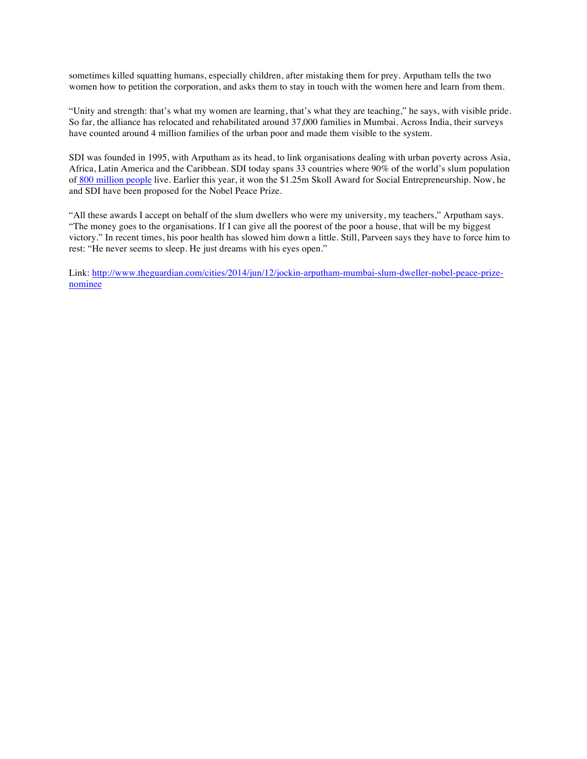sometimes killed squatting humans, especially children, after mistaking them for prey. Arputham tells the two women how to petition the corporation, and asks them to stay in touch with the women here and learn from them.

"Unity and strength: that's what my women are learning, that's what they are teaching," he says, with visible pride. So far, the alliance has relocated and rehabilitated around 37,000 families in Mumbai. Across India, their surveys have counted around 4 million families of the urban poor and made them visible to the system.

SDI was founded in 1995, with Arputham as its head, to link organisations dealing with urban poverty across Asia, Africa, Latin America and the Caribbean. SDI today spans 33 countries where 90% of the world's slum population of 800 million people live. Earlier this year, it won the $1.25m Skoll Award for Social Entrepreneurship. Now, he and SDI have been proposed for the Nobel Peace Prize.

"All these awards I accept on behalf of the slum dwellers who were my university, my teachers," Arputham says. "The money goes to the organisations. If I can give all the poorest of the poor a house, that will be my biggest victory." In recent times, his poor health has slowed him down a little. Still, Parveen says they have to force him to rest: "He never seems to sleep. He just dreams with his eyes open."

Link: http://www.theguardian.com/cities/2014/jun/12/jockin-arputham-mumbai-slum-dweller-nobel-peace-prize-nominee